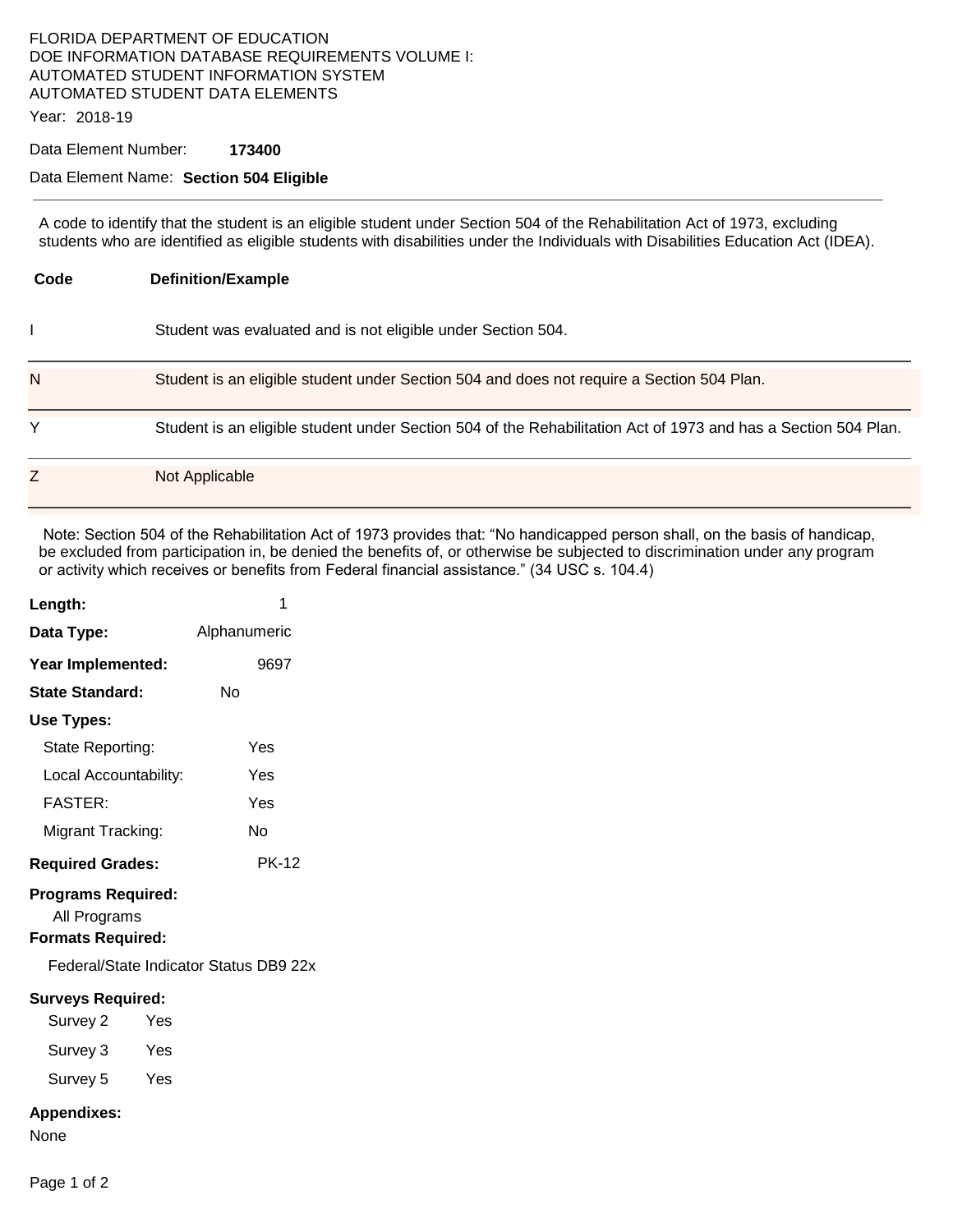FLORIDA DEPARTMENT OF EDUCATION
DOE INFORMATION DATABASE REQUIREMENTS VOLUME I:
AUTOMATED STUDENT INFORMATION SYSTEM
AUTOMATED STUDENT DATA ELEMENTS

Year: 2018-19

Data Element Number: **173400**

Data Element Name: **Section 504 Eligible**

---

A code to identify that the student is an eligible student under Section 504 of the Rehabilitation Act of 1973, excluding students who are identified as eligible students with disabilities under the Individuals with Disabilities Education Act (IDEA).

| Code | Definition/Example |
|---|---|
| I | Student was evaluated and is not eligible under Section 504. |
| N | Student is an eligible student under Section 504 and does not require a Section 504 Plan. |
| Y | Student is an eligible student under Section 504 of the Rehabilitation Act of 1973 and has a Section 504 Plan. |
| Z | Not Applicable |

Note: Section 504 of the Rehabilitation Act of 1973 provides that: "No handicapped person shall, on the basis of handicap, be excluded from participation in, be denied the benefits of, or otherwise be subjected to discrimination under any program or activity which receives or benefits from Federal financial assistance." (34 USC s. 104.4)

**Length:** 1

**Data Type:** Alphanumeric

**Year Implemented:** 9697

**State Standard:** No

**Use Types:**

- State Reporting: Yes
- Local Accountability: Yes
- FASTER: Yes
- Migrant Tracking: No

**Required Grades:** PK-12

**Programs Required:**

All Programs

**Formats Required:**

Federal/State Indicator Status DB9 22x

**Surveys Required:**

- Survey 2 Yes
- Survey 3 Yes
- Survey 5 Yes

**Appendixes:**

None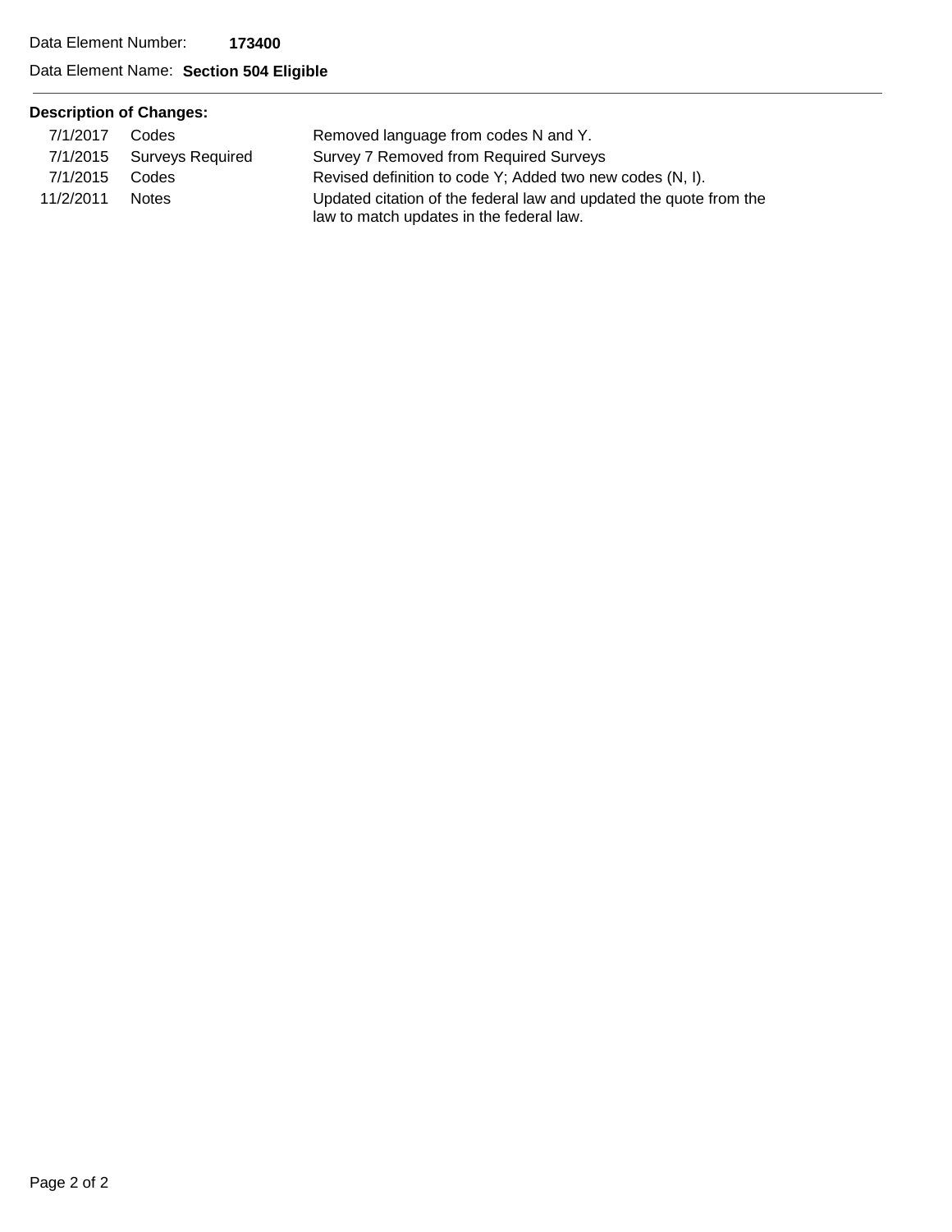Data Element Number: **173400**

Data Element Name: **Section 504 Eligible**

**Description of Changes:**

| | | |
|---|---|---|
| 7/1/2017 | Codes | Removed language from codes N and Y. |
| 7/1/2015 | Surveys Required | Survey 7 Removed from Required Surveys |
| 7/1/2015 | Codes | Revised definition to code Y; Added two new codes (N, I). |
| 11/2/2011 | Notes | Updated citation of the federal law and updated the quote from the law to match updates in the federal law. |